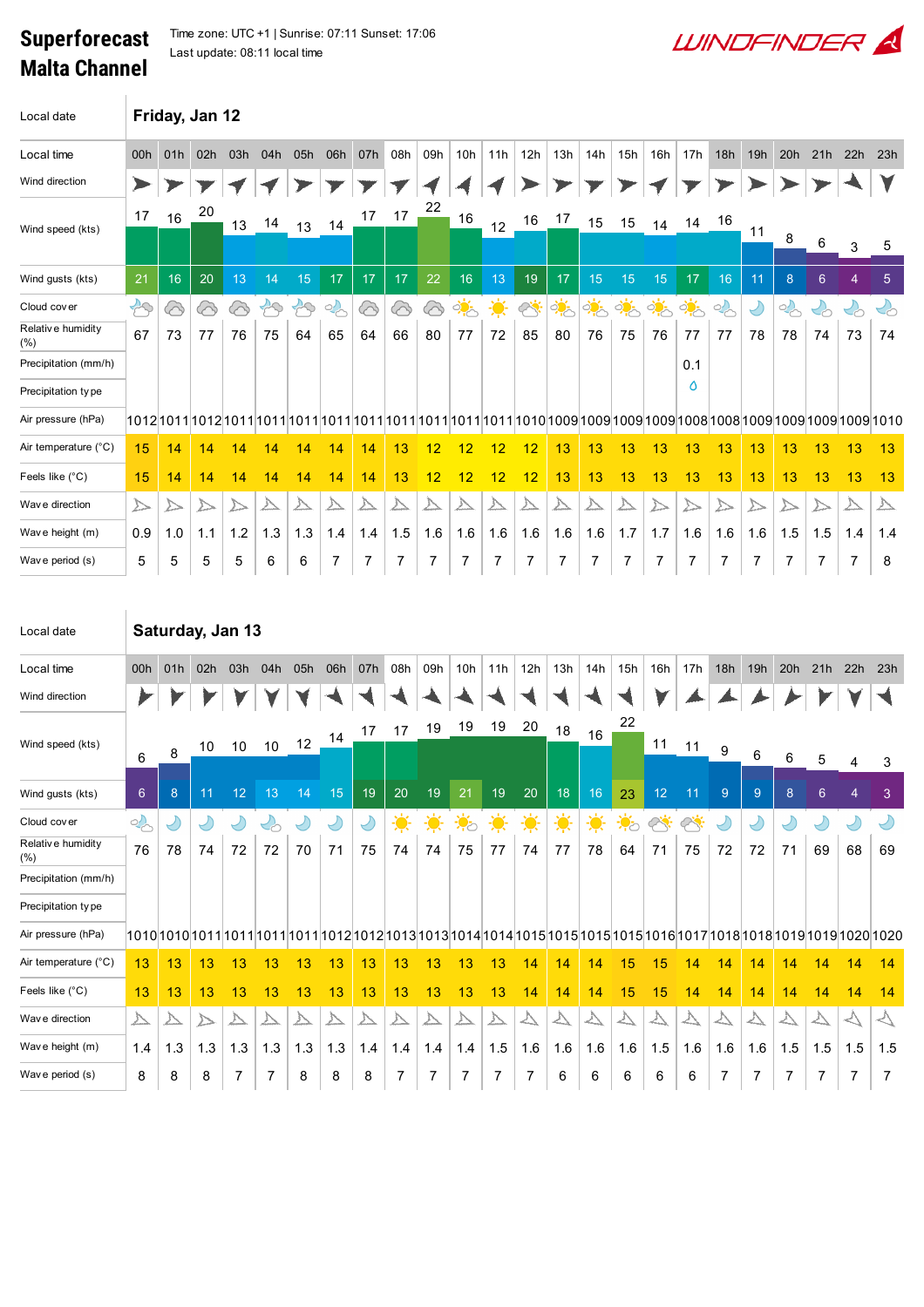# Superforecast Malta Channel

Time zone: UTC +1 | Sunrise: 07:11 Sunset: 17:06
Last update: 08:11 local time

WINDFINDER

## Friday, Jan 12

| Local time | 00h | 01h | 02h | 03h | 04h | 05h | 06h | 07h | 08h | 09h | 10h | 11h | 12h | 13h | 14h | 15h | 16h | 17h | 18h | 19h | 20h | 21h | 22h | 23h |
|---|---|---|---|---|---|---|---|---|---|---|---|---|---|---|---|---|---|---|---|---|---|---|---|---|
| Wind direction | | | | | | | | | | | | | | | | | | | | | | | | |
| Wind speed (kts) | 17 | 16 | 20 | 13 | 14 | 13 | 14 | 17 | 17 | 22 | 16 | 12 | 16 | 17 | 15 | 15 | 14 | 14 | 16 | 11 | 8 | 6 | 3 | 5 |
| Wind gusts (kts) | 21 | 16 | 20 | 13 | 14 | 15 | 17 | 17 | 17 | 22 | 16 | 13 | 19 | 17 | 15 | 15 | 15 | 17 | 16 | 11 | 8 | 6 | 4 | 5 |
| Cloud cover | | | | | | | | | | | | | | | | | | | | | | | | |
| Relative humidity (%) | 67 | 73 | 77 | 76 | 75 | 64 | 65 | 64 | 66 | 80 | 77 | 72 | 85 | 80 | 76 | 75 | 76 | 77 | 77 | 78 | 78 | 74 | 73 | 74 |
| Precipitation (mm/h) | | | | | | | | | | | | | | | | | | 0.1 | | | | | | |
| Precipitation type | | | | | | | | | | | | | | | | | | | | | | | | |
| Air pressure (hPa) | 1012 | 1011 | 1012 | 1011 | 1011 | 1011 | 1011 | 1011 | 1011 | 1011 | 1011 | 1011 | 1010 | 1009 | 1009 | 1009 | 1009 | 1008 | 1008 | 1009 | 1009 | 1009 | 1009 | 1010 |
| Air temperature (°C) | 15 | 14 | 14 | 14 | 14 | 14 | 14 | 14 | 13 | 12 | 12 | 12 | 12 | 13 | 13 | 13 | 13 | 13 | 13 | 13 | 13 | 13 | 13 | 13 |
| Feels like (°C) | 15 | 14 | 14 | 14 | 14 | 14 | 14 | 14 | 13 | 12 | 12 | 12 | 12 | 13 | 13 | 13 | 13 | 13 | 13 | 13 | 13 | 13 | 13 | 13 |
| Wave direction | | | | | | | | | | | | | | | | | | | | | | | | |
| Wave height (m) | 0.9 | 1.0 | 1.1 | 1.2 | 1.3 | 1.3 | 1.4 | 1.4 | 1.5 | 1.6 | 1.6 | 1.6 | 1.6 | 1.6 | 1.6 | 1.7 | 1.7 | 1.6 | 1.6 | 1.6 | 1.5 | 1.5 | 1.4 | 1.4 |
| Wave period (s) | 5 | 5 | 5 | 5 | 6 | 6 | 7 | 7 | 7 | 7 | 7 | 7 | 7 | 7 | 7 | 7 | 7 | 7 | 7 | 7 | 7 | 7 | 7 | 8 |

## Saturday, Jan 13

| Local time | 00h | 01h | 02h | 03h | 04h | 05h | 06h | 07h | 08h | 09h | 10h | 11h | 12h | 13h | 14h | 15h | 16h | 17h | 18h | 19h | 20h | 21h | 22h | 23h |
|---|---|---|---|---|---|---|---|---|---|---|---|---|---|---|---|---|---|---|---|---|---|---|---|---|
| Wind direction | | | | | | | | | | | | | | | | | | | | | | | | |
| Wind speed (kts) | 6 | 8 | 10 | 10 | 10 | 12 | 14 | 17 | 17 | 19 | 19 | 19 | 20 | 18 | 16 | 22 | 11 | 11 | 9 | 6 | 6 | 5 | 4 | 3 |
| Wind gusts (kts) | 6 | 8 | 11 | 12 | 13 | 14 | 15 | 19 | 20 | 19 | 21 | 19 | 20 | 18 | 16 | 23 | 12 | 11 | 9 | 9 | 8 | 6 | 4 | 3 |
| Cloud cover | | | | | | | | | | | | | | | | | | | | | | | | |
| Relative humidity (%) | 76 | 78 | 74 | 72 | 72 | 70 | 71 | 75 | 74 | 74 | 75 | 77 | 74 | 77 | 78 | 64 | 71 | 75 | 72 | 72 | 71 | 69 | 68 | 69 |
| Precipitation (mm/h) | | | | | | | | | | | | | | | | | | | | | | | | |
| Precipitation type | | | | | | | | | | | | | | | | | | | | | | | | |
| Air pressure (hPa) | 1010 | 1010 | 1011 | 1011 | 1011 | 1011 | 1012 | 1012 | 1013 | 1013 | 1014 | 1014 | 1015 | 1015 | 1015 | 1015 | 1016 | 1017 | 1018 | 1018 | 1019 | 1019 | 1020 | 1020 |
| Air temperature (°C) | 13 | 13 | 13 | 13 | 13 | 13 | 13 | 13 | 13 | 13 | 13 | 13 | 14 | 14 | 14 | 15 | 15 | 14 | 14 | 14 | 14 | 14 | 14 | 14 |
| Feels like (°C) | 13 | 13 | 13 | 13 | 13 | 13 | 13 | 13 | 13 | 13 | 13 | 13 | 14 | 14 | 14 | 15 | 15 | 14 | 14 | 14 | 14 | 14 | 14 | 14 |
| Wave direction | | | | | | | | | | | | | | | | | | | | | | | | |
| Wave height (m) | 1.4 | 1.3 | 1.3 | 1.3 | 1.3 | 1.3 | 1.3 | 1.4 | 1.4 | 1.4 | 1.4 | 1.5 | 1.6 | 1.6 | 1.6 | 1.6 | 1.5 | 1.6 | 1.6 | 1.6 | 1.5 | 1.5 | 1.5 | 1.5 |
| Wave period (s) | 8 | 8 | 8 | 7 | 7 | 8 | 8 | 8 | 7 | 7 | 7 | 7 | 7 | 6 | 6 | 6 | 6 | 6 | 7 | 7 | 7 | 7 | 7 | 7 |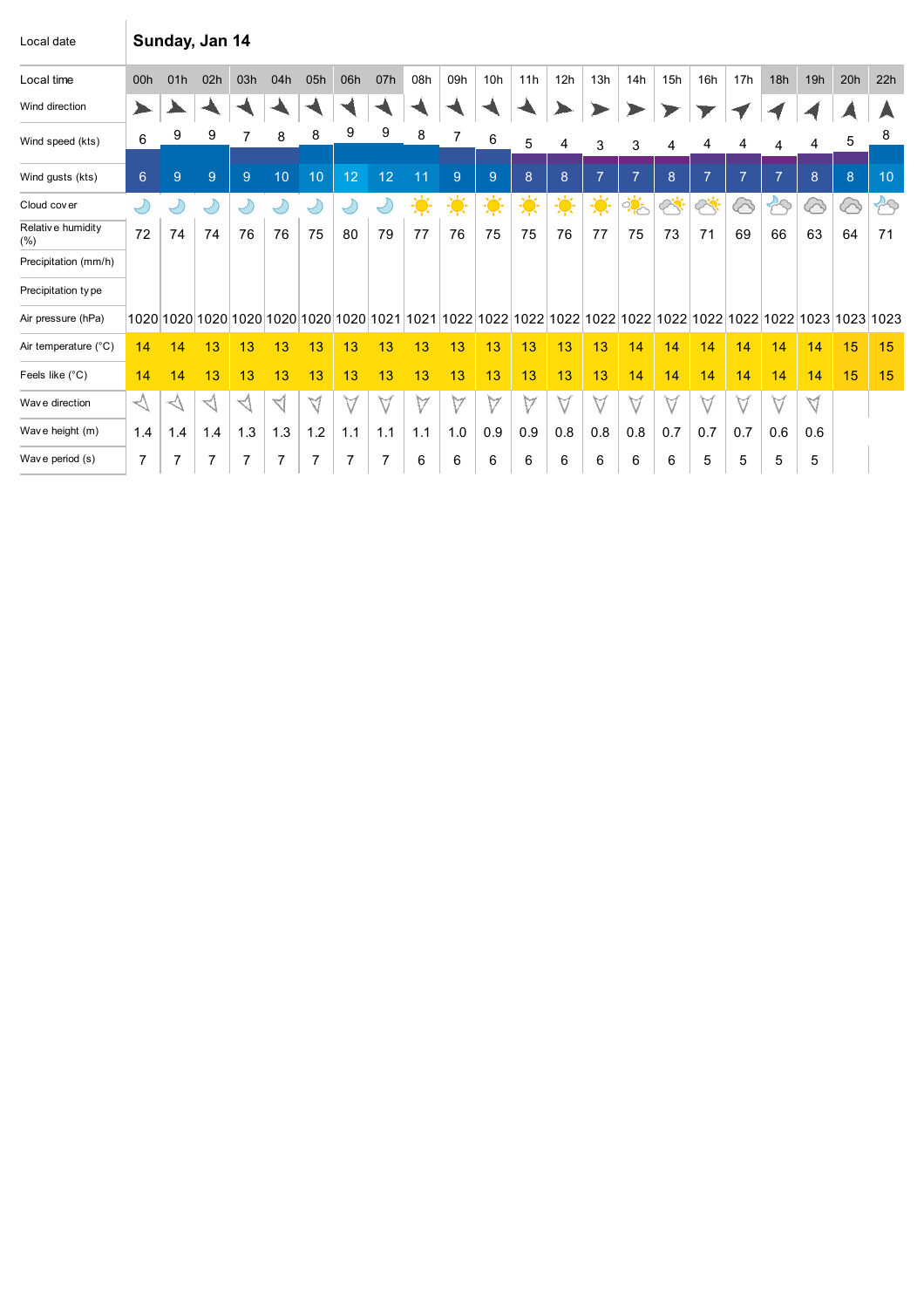| Local date | Sunday, Jan 14 | | | | | | | | | | | | | | | | | | | | | |
|---|---|---|---|---|---|---|---|---|---|---|---|---|---|---|---|---|---|---|---|---|---|---|
| Local time | 00h | 01h | 02h | 03h | 04h | 05h | 06h | 07h | 08h | 09h | 10h | 11h | 12h | 13h | 14h | 15h | 16h | 17h | 18h | 19h | 20h | 22h |
| Wind direction | | | | | | | | | | | | | | | | | | | | | | |
| Wind speed (kts) | 6 | 9 | 9 | 7 | 8 | 8 | 9 | 9 | 8 | 7 | 6 | 5 | 4 | 3 | 3 | 4 | 4 | 4 | 4 | 4 | 5 | 8 |
| Wind gusts (kts) | 6 | 9 | 9 | 9 | 10 | 10 | 12 | 12 | 11 | 9 | 9 | 8 | 8 | 7 | 7 | 8 | 7 | 7 | 7 | 8 | 8 | 10 |
| Cloud cover | | | | | | | | | | | | | | | | | | | | | | |
| Relative humidity (%) | 72 | 74 | 74 | 76 | 76 | 75 | 80 | 79 | 77 | 76 | 75 | 75 | 76 | 77 | 75 | 73 | 71 | 69 | 66 | 63 | 64 | 71 |
| Precipitation (mm/h) | | | | | | | | | | | | | | | | | | | | | | |
| Precipitation type | | | | | | | | | | | | | | | | | | | | | | |
| Air pressure (hPa) | 1020 | 1020 | 1020 | 1020 | 1020 | 1020 | 1020 | 1021 | 1021 | 1022 | 1022 | 1022 | 1022 | 1022 | 1022 | 1022 | 1022 | 1022 | 1022 | 1023 | 1023 | 1023 |
| Air temperature (°C) | 14 | 14 | 13 | 13 | 13 | 13 | 13 | 13 | 13 | 13 | 13 | 13 | 13 | 13 | 14 | 14 | 14 | 14 | 14 | 14 | 15 | 15 |
| Feels like (°C) | 14 | 14 | 13 | 13 | 13 | 13 | 13 | 13 | 13 | 13 | 13 | 13 | 13 | 13 | 14 | 14 | 14 | 14 | 14 | 14 | 15 | 15 |
| Wave direction | | | | | | | | | | | | | | | | | | | | | | |
| Wave height (m) | 1.4 | 1.4 | 1.4 | 1.3 | 1.3 | 1.2 | 1.1 | 1.1 | 1.1 | 1.0 | 0.9 | 0.9 | 0.8 | 0.8 | 0.8 | 0.7 | 0.7 | 0.7 | 0.6 | 0.6 | | |
| Wave period (s) | 7 | 7 | 7 | 7 | 7 | 7 | 7 | 7 | 6 | 6 | 6 | 6 | 6 | 6 | 6 | 6 | 5 | 5 | 5 | 5 | | |